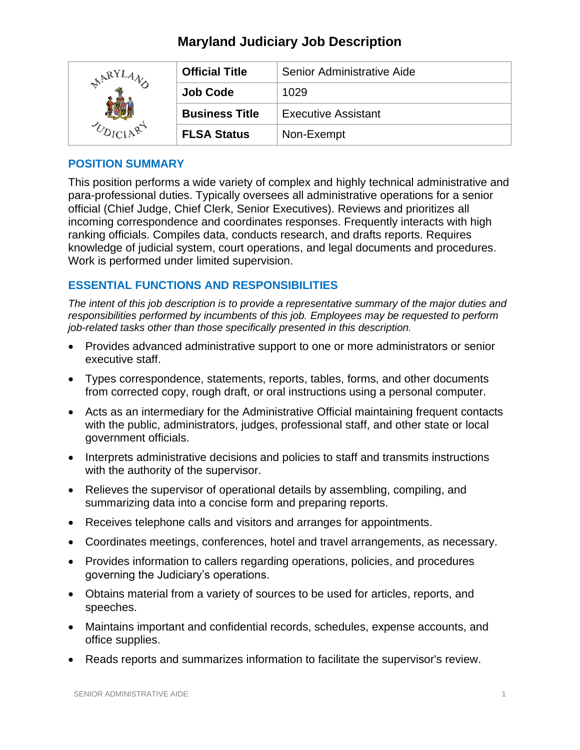# Maryland Judiciary Job Description

| | Official Title | Senior Administrative Aide |
|---|---|---|
| | **Job Code** | 1029 |
| | **Business Title** | Executive Assistant |
| | **FLSA Status** | Non-Exempt |

## POSITION SUMMARY

This position performs a wide variety of complex and highly technical administrative and para-professional duties. Typically oversees all administrative operations for a senior official (Chief Judge, Chief Clerk, Senior Executives). Reviews and prioritizes all incoming correspondence and coordinates responses. Frequently interacts with high ranking officials. Compiles data, conducts research, and drafts reports. Requires knowledge of judicial system, court operations, and legal documents and procedures. Work is performed under limited supervision.

## ESSENTIAL FUNCTIONS AND RESPONSIBILITIES

*The intent of this job description is to provide a representative summary of the major duties and responsibilities performed by incumbents of this job. Employees may be requested to perform job-related tasks other than those specifically presented in this description.*

- Provides advanced administrative support to one or more administrators or senior executive staff.
- Types correspondence, statements, reports, tables, forms, and other documents from corrected copy, rough draft, or oral instructions using a personal computer.
- Acts as an intermediary for the Administrative Official maintaining frequent contacts with the public, administrators, judges, professional staff, and other state or local government officials.
- Interprets administrative decisions and policies to staff and transmits instructions with the authority of the supervisor.
- Relieves the supervisor of operational details by assembling, compiling, and summarizing data into a concise form and preparing reports.
- Receives telephone calls and visitors and arranges for appointments.
- Coordinates meetings, conferences, hotel and travel arrangements, as necessary.
- Provides information to callers regarding operations, policies, and procedures governing the Judiciary's operations.
- Obtains material from a variety of sources to be used for articles, reports, and speeches.
- Maintains important and confidential records, schedules, expense accounts, and office supplies.
- Reads reports and summarizes information to facilitate the supervisor's review.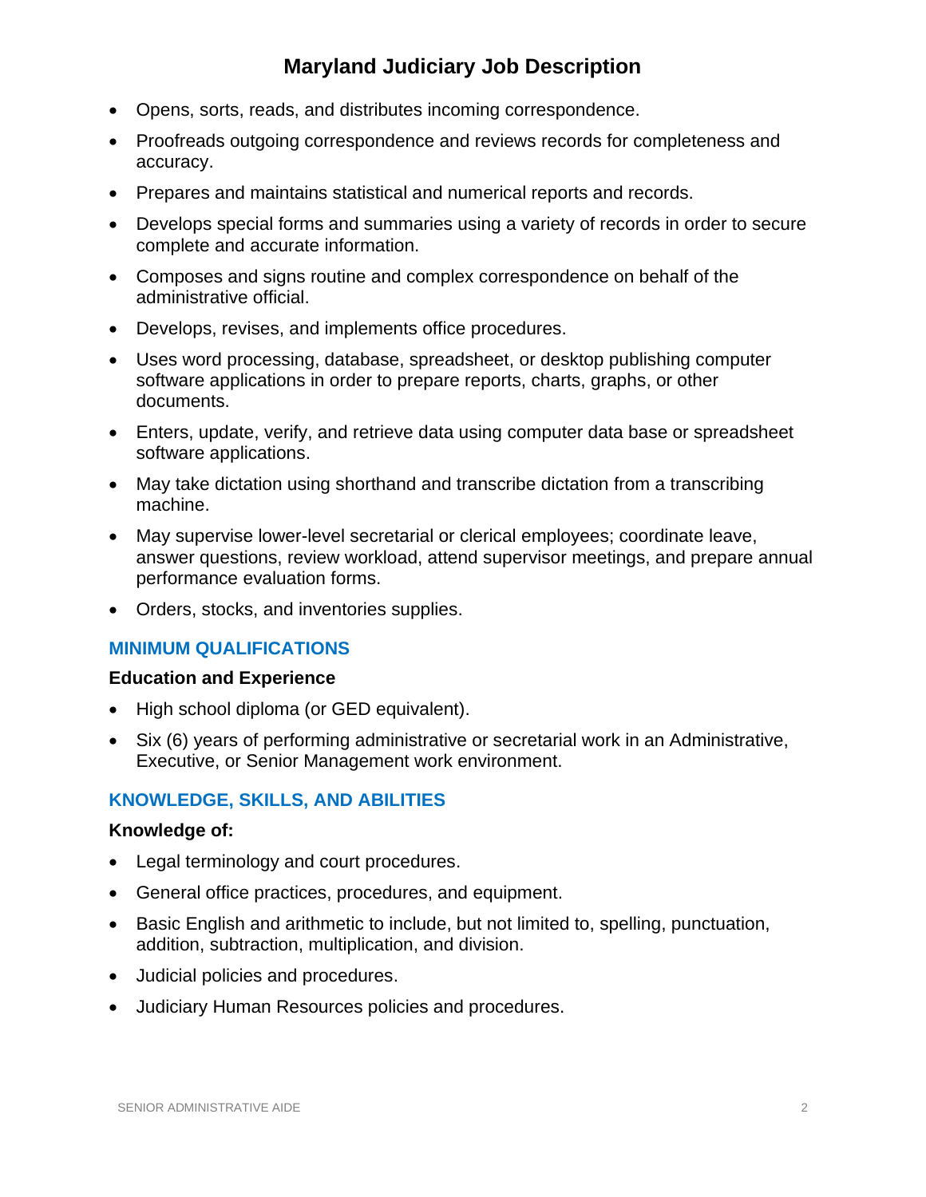- Opens, sorts, reads, and distributes incoming correspondence.
- Proofreads outgoing correspondence and reviews records for completeness and accuracy.
- Prepares and maintains statistical and numerical reports and records.
- Develops special forms and summaries using a variety of records in order to secure complete and accurate information.
- Composes and signs routine and complex correspondence on behalf of the administrative official.
- Develops, revises, and implements office procedures.
- Uses word processing, database, spreadsheet, or desktop publishing computer software applications in order to prepare reports, charts, graphs, or other documents.
- Enters, update, verify, and retrieve data using computer data base or spreadsheet software applications.
- May take dictation using shorthand and transcribe dictation from a transcribing machine.
- May supervise lower-level secretarial or clerical employees; coordinate leave, answer questions, review workload, attend supervisor meetings, and prepare annual performance evaluation forms.
- Orders, stocks, and inventories supplies.

## MINIMUM QUALIFICATIONS

### Education and Experience

- High school diploma (or GED equivalent).
- Six (6) years of performing administrative or secretarial work in an Administrative, Executive, or Senior Management work environment.

## KNOWLEDGE, SKILLS, AND ABILITIES

### Knowledge of:

- Legal terminology and court procedures.
- General office practices, procedures, and equipment.
- Basic English and arithmetic to include, but not limited to, spelling, punctuation, addition, subtraction, multiplication, and division.
- Judicial policies and procedures.
- Judiciary Human Resources policies and procedures.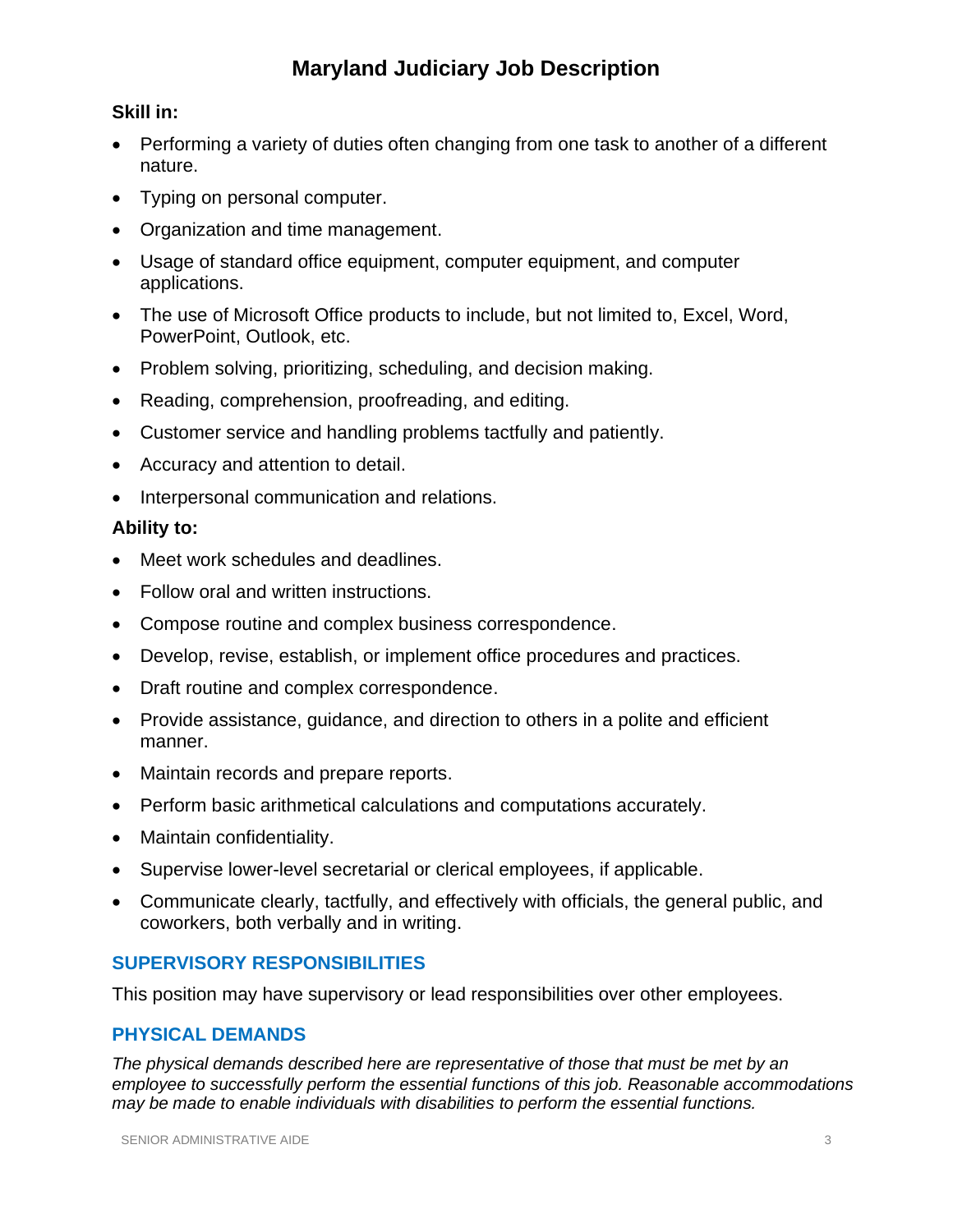# Maryland Judiciary Job Description

**Skill in:**

- Performing a variety of duties often changing from one task to another of a different nature.
- Typing on personal computer.
- Organization and time management.
- Usage of standard office equipment, computer equipment, and computer applications.
- The use of Microsoft Office products to include, but not limited to, Excel, Word, PowerPoint, Outlook, etc.
- Problem solving, prioritizing, scheduling, and decision making.
- Reading, comprehension, proofreading, and editing.
- Customer service and handling problems tactfully and patiently.
- Accuracy and attention to detail.
- Interpersonal communication and relations.

**Ability to:**

- Meet work schedules and deadlines.
- Follow oral and written instructions.
- Compose routine and complex business correspondence.
- Develop, revise, establish, or implement office procedures and practices.
- Draft routine and complex correspondence.
- Provide assistance, guidance, and direction to others in a polite and efficient manner.
- Maintain records and prepare reports.
- Perform basic arithmetical calculations and computations accurately.
- Maintain confidentiality.
- Supervise lower-level secretarial or clerical employees, if applicable.
- Communicate clearly, tactfully, and effectively with officials, the general public, and coworkers, both verbally and in writing.

## SUPERVISORY RESPONSIBILITIES

This position may have supervisory or lead responsibilities over other employees.

## PHYSICAL DEMANDS

*The physical demands described here are representative of those that must be met by an employee to successfully perform the essential functions of this job. Reasonable accommodations may be made to enable individuals with disabilities to perform the essential functions.*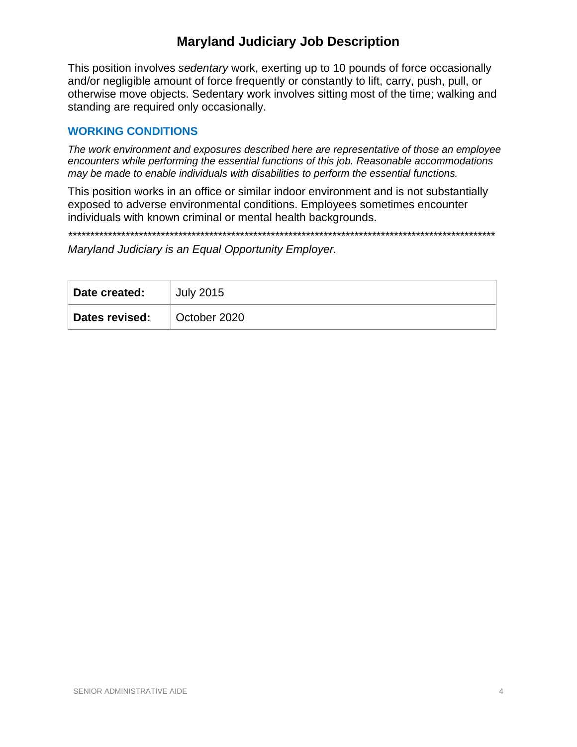# Maryland Judiciary Job Description

This position involves *sedentary* work, exerting up to 10 pounds of force occasionally and/or negligible amount of force frequently or constantly to lift, carry, push, pull, or otherwise move objects. Sedentary work involves sitting most of the time; walking and standing are required only occasionally.

## WORKING CONDITIONS

*The work environment and exposures described here are representative of those an employee encounters while performing the essential functions of this job. Reasonable accommodations may be made to enable individuals with disabilities to perform the essential functions.*

This position works in an office or similar indoor environment and is not substantially exposed to adverse environmental conditions. Employees sometimes encounter individuals with known criminal or mental health backgrounds.

****************************************************************************************************

*Maryland Judiciary is an Equal Opportunity Employer.*

| | |
|---|---|
| **Date created:** | July 2015 |
| **Dates revised:** | October 2020 |